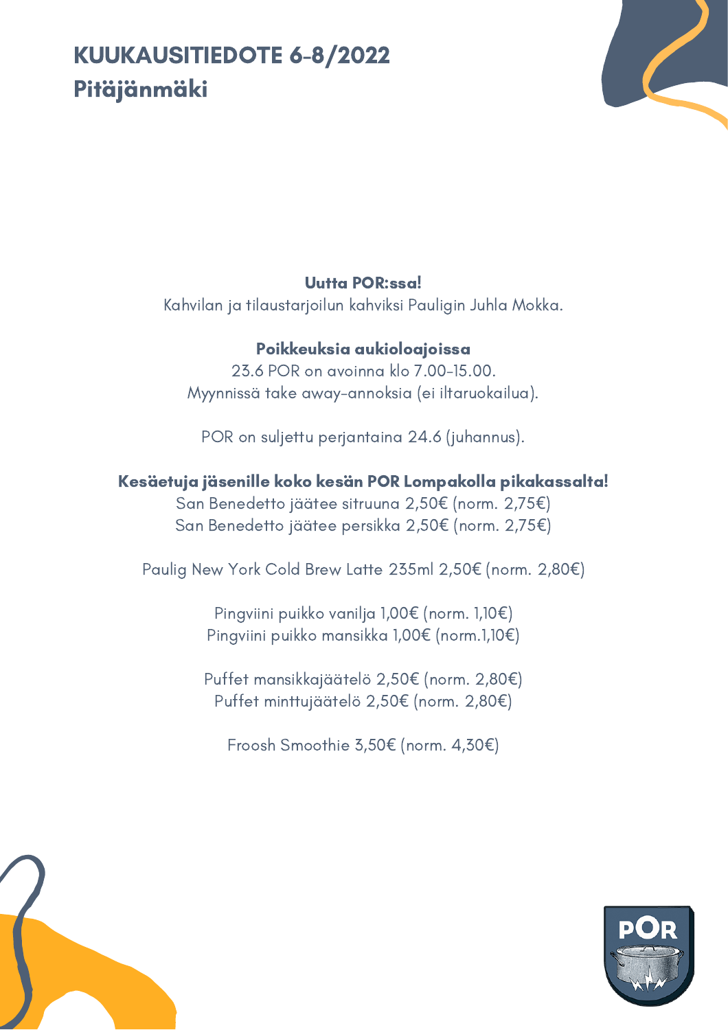# KUUKAUSITIEDOTE 6-8/2022
## Pitäjänmäki

**Uutta POR:ssa!**

Kahvilan ja tilaustarjoilun kahviksi Pauligin Juhla Mokka.

**Poikkeuksia aukioloajoissa**

23.6 POR on avoinna klo 7.00-15.00.
Myynnissä take away-annoksia (ei iltaruokailua).

POR on suljettu perjantaina 24.6 (juhannus).

**Kesäetuja jäsenille koko kesän POR Lompakolla pikakassalta!**

San Benedetto jäätee sitruuna 2,50€ (norm. 2,75€)
San Benedetto jäätee persikka 2,50€ (norm. 2,75€)

Paulig New York Cold Brew Latte 235ml 2,50€ (norm. 2,80€)

Pingviini puikko vanilja 1,00€ (norm. 1,10€)
Pingviini puikko mansikka 1,00€ (norm.1,10€)

Puffet mansikkajäätelö 2,50€ (norm. 2,80€)
Puffet minttujäätelö 2,50€ (norm. 2,80€)

Froosh Smoothie 3,50€ (norm. 4,30€)

POR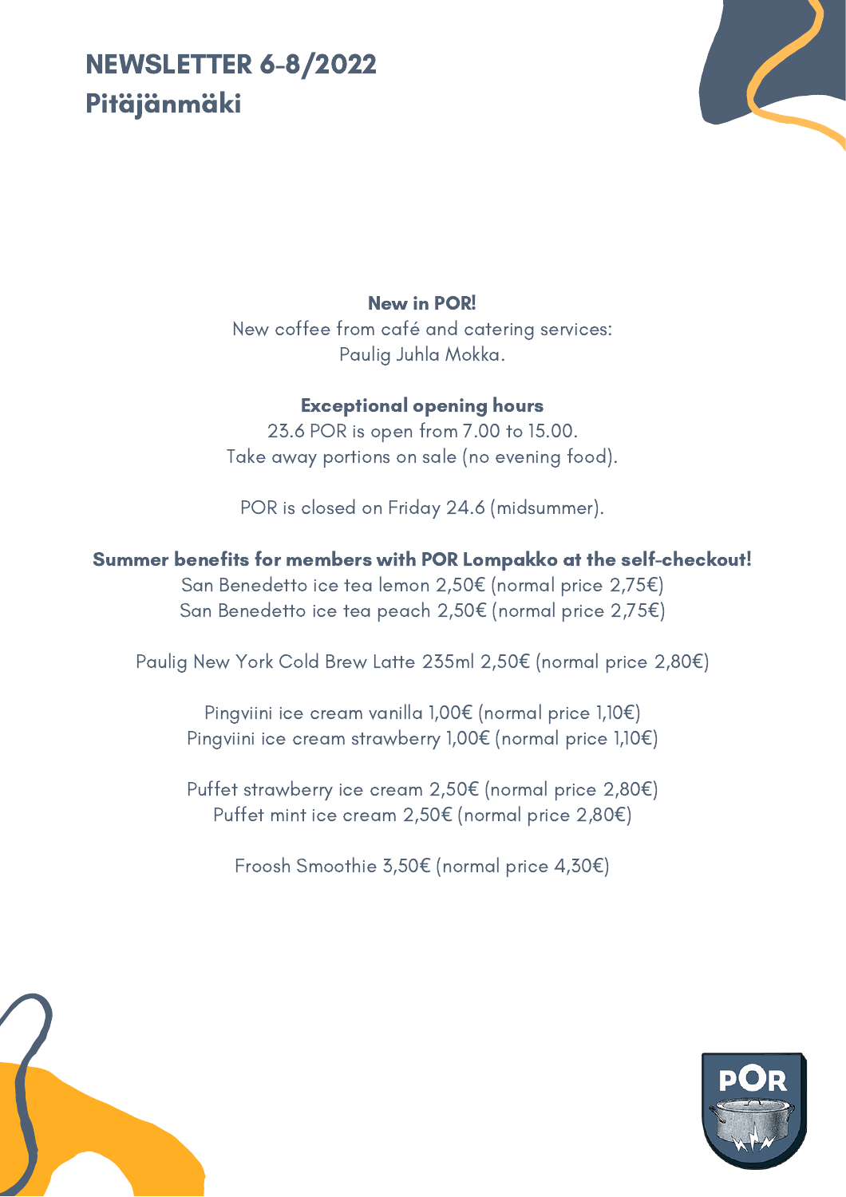# NEWSLETTER 6-8/2022
## Pitäjänmäki

**New in POR!**

New coffee from café and catering services:
Paulig Juhla Mokka.

**Exceptional opening hours**

23.6 POR is open from 7.00 to 15.00.
Take away portions on sale (no evening food).

POR is closed on Friday 24.6 (midsummer).

**Summer benefits for members with POR Lompakko at the self-checkout!**

San Benedetto ice tea lemon 2,50€ (normal price 2,75€)
San Benedetto ice tea peach 2,50€ (normal price 2,75€)

Paulig New York Cold Brew Latte 235ml 2,50€ (normal price 2,80€)

Pingviini ice cream vanilla 1,00€ (normal price 1,10€)
Pingviini ice cream strawberry 1,00€ (normal price 1,10€)

Puffet strawberry ice cream 2,50€ (normal price 2,80€)
Puffet mint ice cream 2,50€ (normal price 2,80€)

Froosh Smoothie 3,50€ (normal price 4,30€)

POR